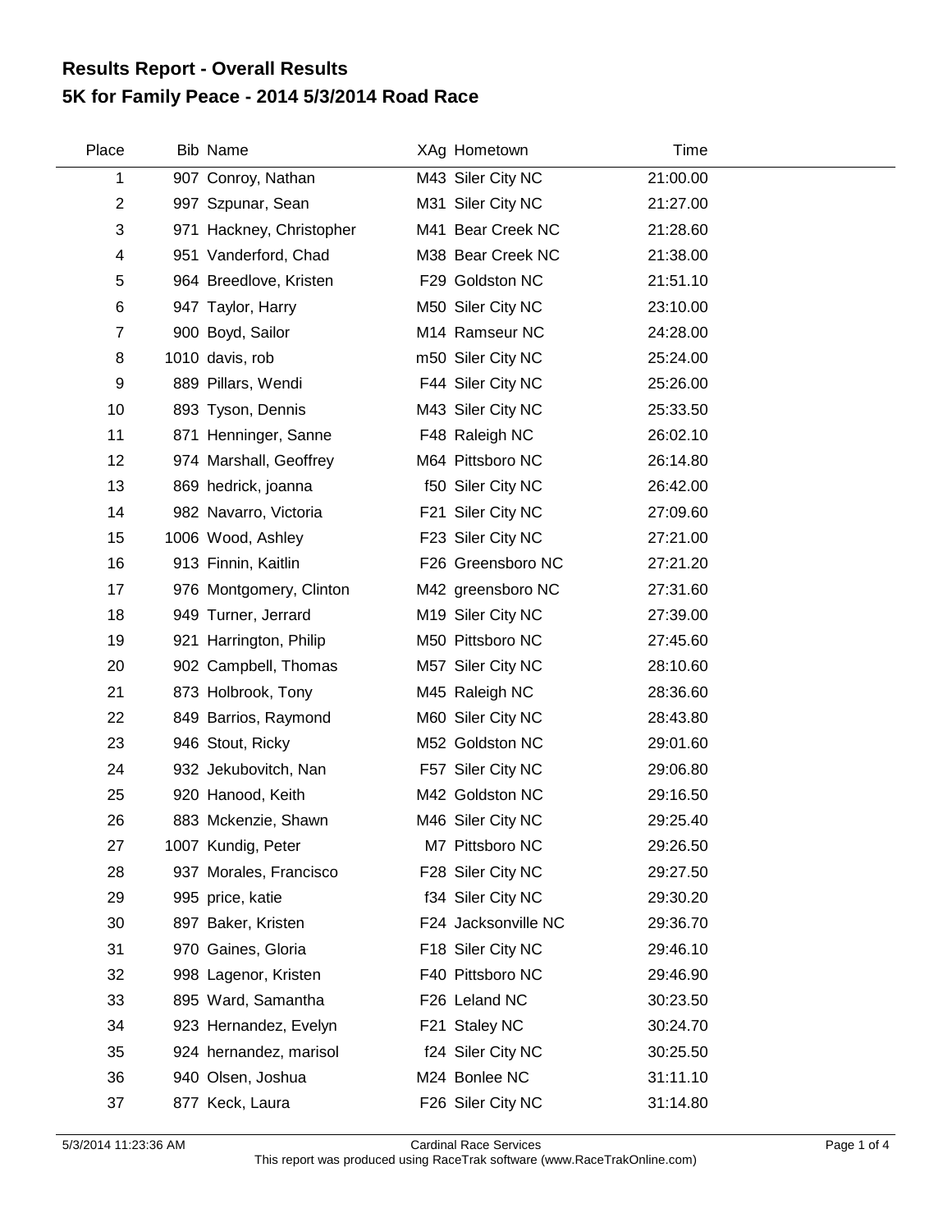# Results Report - Overall Results
# 5K for Family Peace - 2014 5/3/2014 Road Race

| Place | Bib | Name | XAg | Hometown | Time |
|---|---|---|---|---|---|
| 1 | 907 | Conroy, Nathan | M43 | Siler City NC | 21:00.00 |
| 2 | 997 | Szpunar, Sean | M31 | Siler City NC | 21:27.00 |
| 3 | 971 | Hackney, Christopher | M41 | Bear Creek NC | 21:28.60 |
| 4 | 951 | Vanderford, Chad | M38 | Bear Creek NC | 21:38.00 |
| 5 | 964 | Breedlove, Kristen | F29 | Goldston NC | 21:51.10 |
| 6 | 947 | Taylor, Harry | M50 | Siler City NC | 23:10.00 |
| 7 | 900 | Boyd, Sailor | M14 | Ramseur NC | 24:28.00 |
| 8 | 1010 | davis, rob | m50 | Siler City NC | 25:24.00 |
| 9 | 889 | Pillars, Wendi | F44 | Siler City NC | 25:26.00 |
| 10 | 893 | Tyson, Dennis | M43 | Siler City NC | 25:33.50 |
| 11 | 871 | Henninger, Sanne | F48 | Raleigh NC | 26:02.10 |
| 12 | 974 | Marshall, Geoffrey | M64 | Pittsboro NC | 26:14.80 |
| 13 | 869 | hedrick, joanna | f50 | Siler City NC | 26:42.00 |
| 14 | 982 | Navarro, Victoria | F21 | Siler City NC | 27:09.60 |
| 15 | 1006 | Wood, Ashley | F23 | Siler City NC | 27:21.00 |
| 16 | 913 | Finnin, Kaitlin | F26 | Greensboro NC | 27:21.20 |
| 17 | 976 | Montgomery, Clinton | M42 | greensboro NC | 27:31.60 |
| 18 | 949 | Turner, Jerrard | M19 | Siler City NC | 27:39.00 |
| 19 | 921 | Harrington, Philip | M50 | Pittsboro NC | 27:45.60 |
| 20 | 902 | Campbell, Thomas | M57 | Siler City NC | 28:10.60 |
| 21 | 873 | Holbrook, Tony | M45 | Raleigh NC | 28:36.60 |
| 22 | 849 | Barrios, Raymond | M60 | Siler City NC | 28:43.80 |
| 23 | 946 | Stout, Ricky | M52 | Goldston NC | 29:01.60 |
| 24 | 932 | Jekubovitch, Nan | F57 | Siler City NC | 29:06.80 |
| 25 | 920 | Hanood, Keith | M42 | Goldston NC | 29:16.50 |
| 26 | 883 | Mckenzie, Shawn | M46 | Siler City NC | 29:25.40 |
| 27 | 1007 | Kundig, Peter | M7 | Pittsboro NC | 29:26.50 |
| 28 | 937 | Morales, Francisco | F28 | Siler City NC | 29:27.50 |
| 29 | 995 | price, katie | f34 | Siler City NC | 29:30.20 |
| 30 | 897 | Baker, Kristen | F24 | Jacksonville NC | 29:36.70 |
| 31 | 970 | Gaines, Gloria | F18 | Siler City NC | 29:46.10 |
| 32 | 998 | Lagenor, Kristen | F40 | Pittsboro NC | 29:46.90 |
| 33 | 895 | Ward, Samantha | F26 | Leland NC | 30:23.50 |
| 34 | 923 | Hernandez, Evelyn | F21 | Staley NC | 30:24.70 |
| 35 | 924 | hernandez, marisol | f24 | Siler City NC | 30:25.50 |
| 36 | 940 | Olsen, Joshua | M24 | Bonlee NC | 31:11.10 |
| 37 | 877 | Keck, Laura | F26 | Siler City NC | 31:14.80 |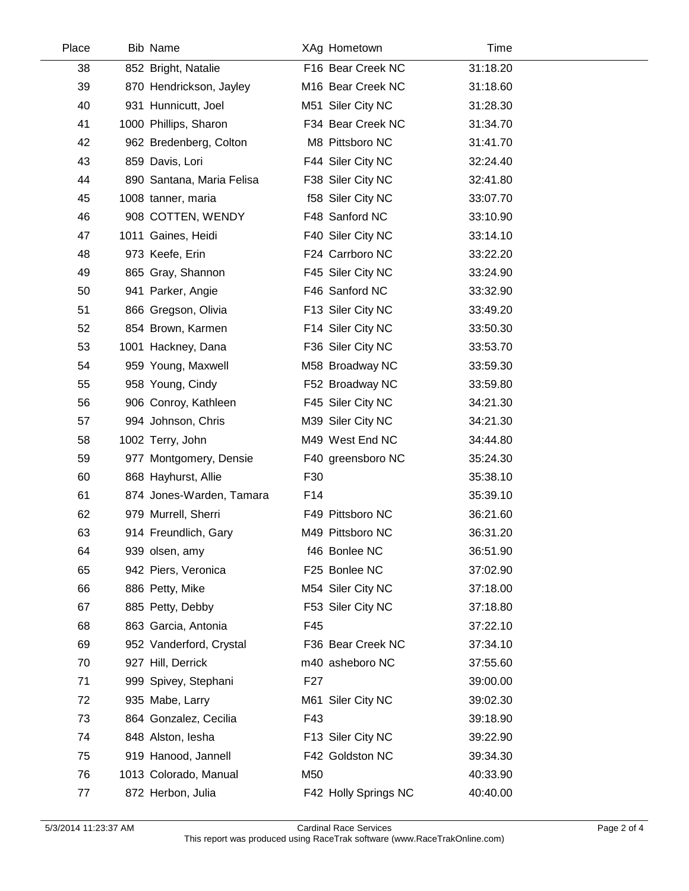| Place | Bib | Name | XAg | Hometown | Time |
|---|---|---|---|---|---|
| 38 | 852 | Bright, Natalie | F16 | Bear Creek NC | 31:18.20 |
| 39 | 870 | Hendrickson, Jayley | M16 | Bear Creek NC | 31:18.60 |
| 40 | 931 | Hunnicutt, Joel | M51 | Siler City NC | 31:28.30 |
| 41 | 1000 | Phillips, Sharon | F34 | Bear Creek NC | 31:34.70 |
| 42 | 962 | Bredenberg, Colton | M8 | Pittsboro NC | 31:41.70 |
| 43 | 859 | Davis, Lori | F44 | Siler City NC | 32:24.40 |
| 44 | 890 | Santana, Maria Felisa | F38 | Siler City NC | 32:41.80 |
| 45 | 1008 | tanner, maria | f58 | Siler City NC | 33:07.70 |
| 46 | 908 | COTTEN, WENDY | F48 | Sanford NC | 33:10.90 |
| 47 | 1011 | Gaines, Heidi | F40 | Siler City NC | 33:14.10 |
| 48 | 973 | Keefe, Erin | F24 | Carrboro NC | 33:22.20 |
| 49 | 865 | Gray, Shannon | F45 | Siler City NC | 33:24.90 |
| 50 | 941 | Parker, Angie | F46 | Sanford NC | 33:32.90 |
| 51 | 866 | Gregson, Olivia | F13 | Siler City NC | 33:49.20 |
| 52 | 854 | Brown, Karmen | F14 | Siler City NC | 33:50.30 |
| 53 | 1001 | Hackney, Dana | F36 | Siler City NC | 33:53.70 |
| 54 | 959 | Young, Maxwell | M58 | Broadway NC | 33:59.30 |
| 55 | 958 | Young, Cindy | F52 | Broadway NC | 33:59.80 |
| 56 | 906 | Conroy, Kathleen | F45 | Siler City NC | 34:21.30 |
| 57 | 994 | Johnson, Chris | M39 | Siler City NC | 34:21.30 |
| 58 | 1002 | Terry, John | M49 | West End NC | 34:44.80 |
| 59 | 977 | Montgomery, Densie | F40 | greensboro NC | 35:24.30 |
| 60 | 868 | Hayhurst, Allie | F30 | | 35:38.10 |
| 61 | 874 | Jones-Warden, Tamara | F14 | | 35:39.10 |
| 62 | 979 | Murrell, Sherri | F49 | Pittsboro NC | 36:21.60 |
| 63 | 914 | Freundlich, Gary | M49 | Pittsboro NC | 36:31.20 |
| 64 | 939 | olsen, amy | f46 | Bonlee NC | 36:51.90 |
| 65 | 942 | Piers, Veronica | F25 | Bonlee NC | 37:02.90 |
| 66 | 886 | Petty, Mike | M54 | Siler City NC | 37:18.00 |
| 67 | 885 | Petty, Debby | F53 | Siler City NC | 37:18.80 |
| 68 | 863 | Garcia, Antonia | F45 | | 37:22.10 |
| 69 | 952 | Vanderford, Crystal | F36 | Bear Creek NC | 37:34.10 |
| 70 | 927 | Hill, Derrick | m40 | asheboro NC | 37:55.60 |
| 71 | 999 | Spivey, Stephani | F27 | | 39:00.00 |
| 72 | 935 | Mabe, Larry | M61 | Siler City NC | 39:02.30 |
| 73 | 864 | Gonzalez, Cecilia | F43 | | 39:18.90 |
| 74 | 848 | Alston, Iesha | F13 | Siler City NC | 39:22.90 |
| 75 | 919 | Hanood, Jannell | F42 | Goldston NC | 39:34.30 |
| 76 | 1013 | Colorado, Manual | M50 | | 40:33.90 |
| 77 | 872 | Herbon, Julia | F42 | Holly Springs NC | 40:40.00 |

5/3/2014 11:23:37 AM — Cardinal Race Services — This report was produced using RaceTrak software (www.RaceTrakOnline.com)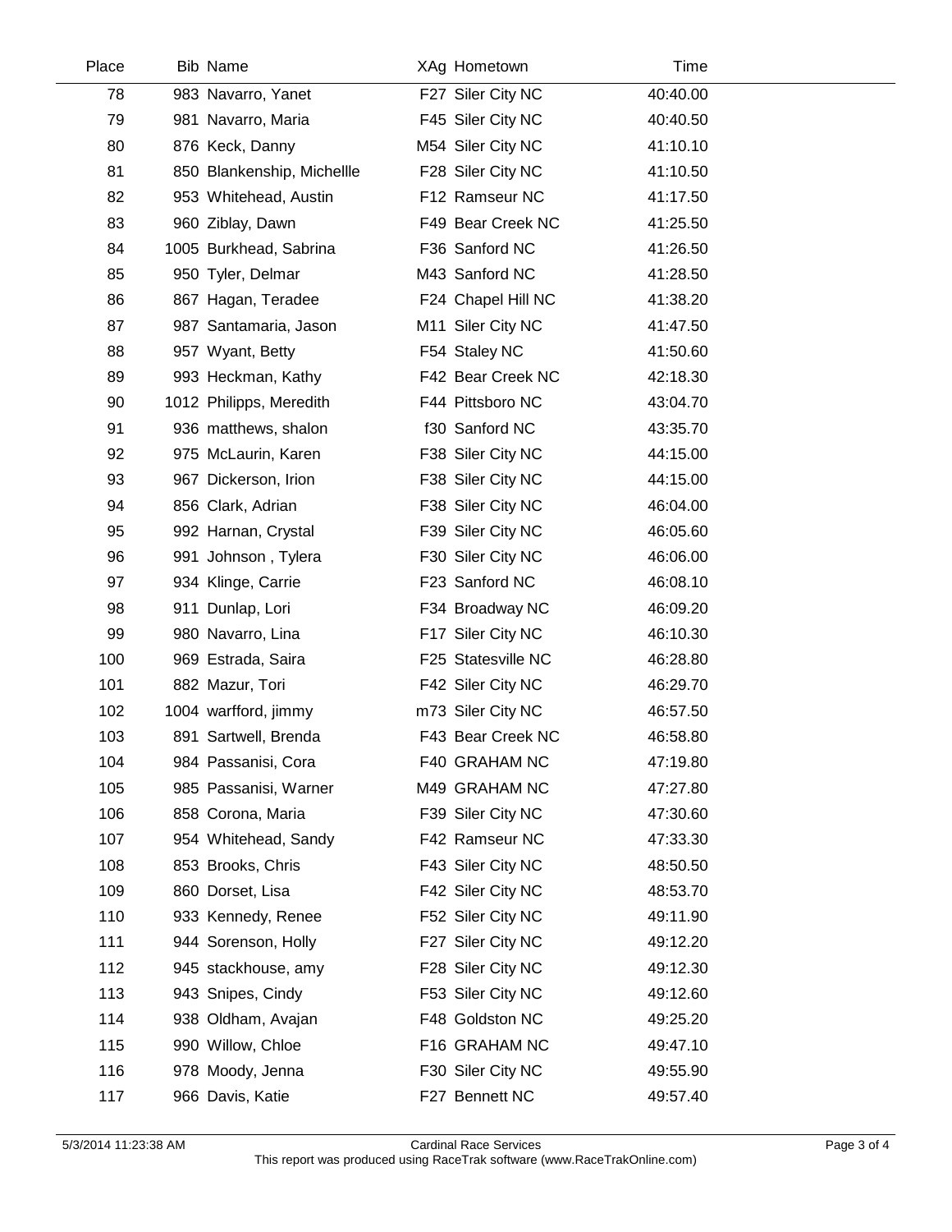| Place | Bib | Name | XAg | Hometown | Time |
|---|---|---|---|---|---|
| 78 | 983 | Navarro, Yanet | F27 | Siler City NC | 40:40.00 |
| 79 | 981 | Navarro, Maria | F45 | Siler City NC | 40:40.50 |
| 80 | 876 | Keck, Danny | M54 | Siler City NC | 41:10.10 |
| 81 | 850 | Blankenship, Michellle | F28 | Siler City NC | 41:10.50 |
| 82 | 953 | Whitehead, Austin | F12 | Ramseur NC | 41:17.50 |
| 83 | 960 | Ziblay, Dawn | F49 | Bear Creek NC | 41:25.50 |
| 84 | 1005 | Burkhead, Sabrina | F36 | Sanford NC | 41:26.50 |
| 85 | 950 | Tyler, Delmar | M43 | Sanford NC | 41:28.50 |
| 86 | 867 | Hagan, Teradee | F24 | Chapel Hill NC | 41:38.20 |
| 87 | 987 | Santamaria, Jason | M11 | Siler City NC | 41:47.50 |
| 88 | 957 | Wyant, Betty | F54 | Staley NC | 41:50.60 |
| 89 | 993 | Heckman, Kathy | F42 | Bear Creek NC | 42:18.30 |
| 90 | 1012 | Philipps, Meredith | F44 | Pittsboro NC | 43:04.70 |
| 91 | 936 | matthews, shalon | f30 | Sanford NC | 43:35.70 |
| 92 | 975 | McLaurin, Karen | F38 | Siler City NC | 44:15.00 |
| 93 | 967 | Dickerson, Irion | F38 | Siler City NC | 44:15.00 |
| 94 | 856 | Clark, Adrian | F38 | Siler City NC | 46:04.00 |
| 95 | 992 | Harnan, Crystal | F39 | Siler City NC | 46:05.60 |
| 96 | 991 | Johnson , Tylera | F30 | Siler City NC | 46:06.00 |
| 97 | 934 | Klinge, Carrie | F23 | Sanford NC | 46:08.10 |
| 98 | 911 | Dunlap, Lori | F34 | Broadway NC | 46:09.20 |
| 99 | 980 | Navarro, Lina | F17 | Siler City NC | 46:10.30 |
| 100 | 969 | Estrada, Saira | F25 | Statesville NC | 46:28.80 |
| 101 | 882 | Mazur, Tori | F42 | Siler City NC | 46:29.70 |
| 102 | 1004 | warfford, jimmy | m73 | Siler City NC | 46:57.50 |
| 103 | 891 | Sartwell, Brenda | F43 | Bear Creek NC | 46:58.80 |
| 104 | 984 | Passanisi, Cora | F40 | GRAHAM NC | 47:19.80 |
| 105 | 985 | Passanisi, Warner | M49 | GRAHAM NC | 47:27.80 |
| 106 | 858 | Corona, Maria | F39 | Siler City NC | 47:30.60 |
| 107 | 954 | Whitehead, Sandy | F42 | Ramseur NC | 47:33.30 |
| 108 | 853 | Brooks, Chris | F43 | Siler City NC | 48:50.50 |
| 109 | 860 | Dorset, Lisa | F42 | Siler City NC | 48:53.70 |
| 110 | 933 | Kennedy, Renee | F52 | Siler City NC | 49:11.90 |
| 111 | 944 | Sorenson, Holly | F27 | Siler City NC | 49:12.20 |
| 112 | 945 | stackhouse, amy | F28 | Siler City NC | 49:12.30 |
| 113 | 943 | Snipes, Cindy | F53 | Siler City NC | 49:12.60 |
| 114 | 938 | Oldham, Avajan | F48 | Goldston NC | 49:25.20 |
| 115 | 990 | Willow, Chloe | F16 | GRAHAM NC | 49:47.10 |
| 116 | 978 | Moody, Jenna | F30 | Siler City NC | 49:55.90 |
| 117 | 966 | Davis, Katie | F27 | Bennett NC | 49:57.40 |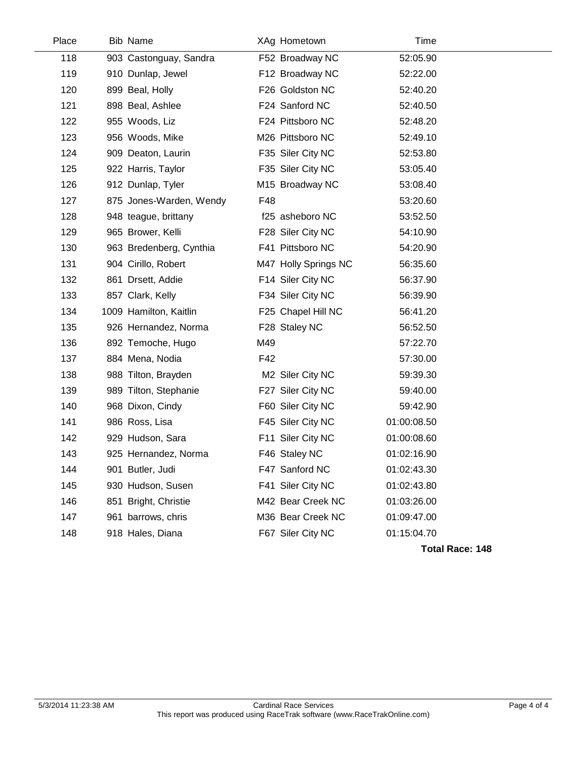| Place | Bib | Name | XAg | Hometown | Time |
|---|---|---|---|---|---|
| 118 | 903 | Castonguay, Sandra | F52 | Broadway NC | 52:05.90 |
| 119 | 910 | Dunlap, Jewel | F12 | Broadway NC | 52:22.00 |
| 120 | 899 | Beal, Holly | F26 | Goldston NC | 52:40.20 |
| 121 | 898 | Beal, Ashlee | F24 | Sanford NC | 52:40.50 |
| 122 | 955 | Woods, Liz | F24 | Pittsboro NC | 52:48.20 |
| 123 | 956 | Woods, Mike | M26 | Pittsboro NC | 52:49.10 |
| 124 | 909 | Deaton, Laurin | F35 | Siler City NC | 52:53.80 |
| 125 | 922 | Harris, Taylor | F35 | Siler City NC | 53:05.40 |
| 126 | 912 | Dunlap, Tyler | M15 | Broadway NC | 53:08.40 |
| 127 | 875 | Jones-Warden, Wendy | F48 | | 53:20.60 |
| 128 | 948 | teague, brittany | f25 | asheboro NC | 53:52.50 |
| 129 | 965 | Brower, Kelli | F28 | Siler City NC | 54:10.90 |
| 130 | 963 | Bredenberg, Cynthia | F41 | Pittsboro NC | 54:20.90 |
| 131 | 904 | Cirillo, Robert | M47 | Holly Springs NC | 56:35.60 |
| 132 | 861 | Drsett, Addie | F14 | Siler City NC | 56:37.90 |
| 133 | 857 | Clark, Kelly | F34 | Siler City NC | 56:39.90 |
| 134 | 1009 | Hamilton, Kaitlin | F25 | Chapel Hill NC | 56:41.20 |
| 135 | 926 | Hernandez, Norma | F28 | Staley NC | 56:52.50 |
| 136 | 892 | Temoche, Hugo | M49 | | 57:22.70 |
| 137 | 884 | Mena, Nodia | F42 | | 57:30.00 |
| 138 | 988 | Tilton, Brayden | M2 | Siler City NC | 59:39.30 |
| 139 | 989 | Tilton, Stephanie | F27 | Siler City NC | 59:40.00 |
| 140 | 968 | Dixon, Cindy | F60 | Siler City NC | 59:42.90 |
| 141 | 986 | Ross, Lisa | F45 | Siler City NC | 01:00:08.50 |
| 142 | 929 | Hudson, Sara | F11 | Siler City NC | 01:00:08.60 |
| 143 | 925 | Hernandez, Norma | F46 | Staley NC | 01:02:16.90 |
| 144 | 901 | Butler, Judi | F47 | Sanford NC | 01:02:43.30 |
| 145 | 930 | Hudson, Susen | F41 | Siler City NC | 01:02:43.80 |
| 146 | 851 | Bright, Christie | M42 | Bear Creek NC | 01:03:26.00 |
| 147 | 961 | barrows, chris | M36 | Bear Creek NC | 01:09:47.00 |
| 148 | 918 | Hales, Diana | F67 | Siler City NC | 01:15:04.70 |

**Total Race: 148**

5/3/2014 11:23:38 AM — Cardinal Race Services

This report was produced using RaceTrak software (www.RaceTrakOnline.com)